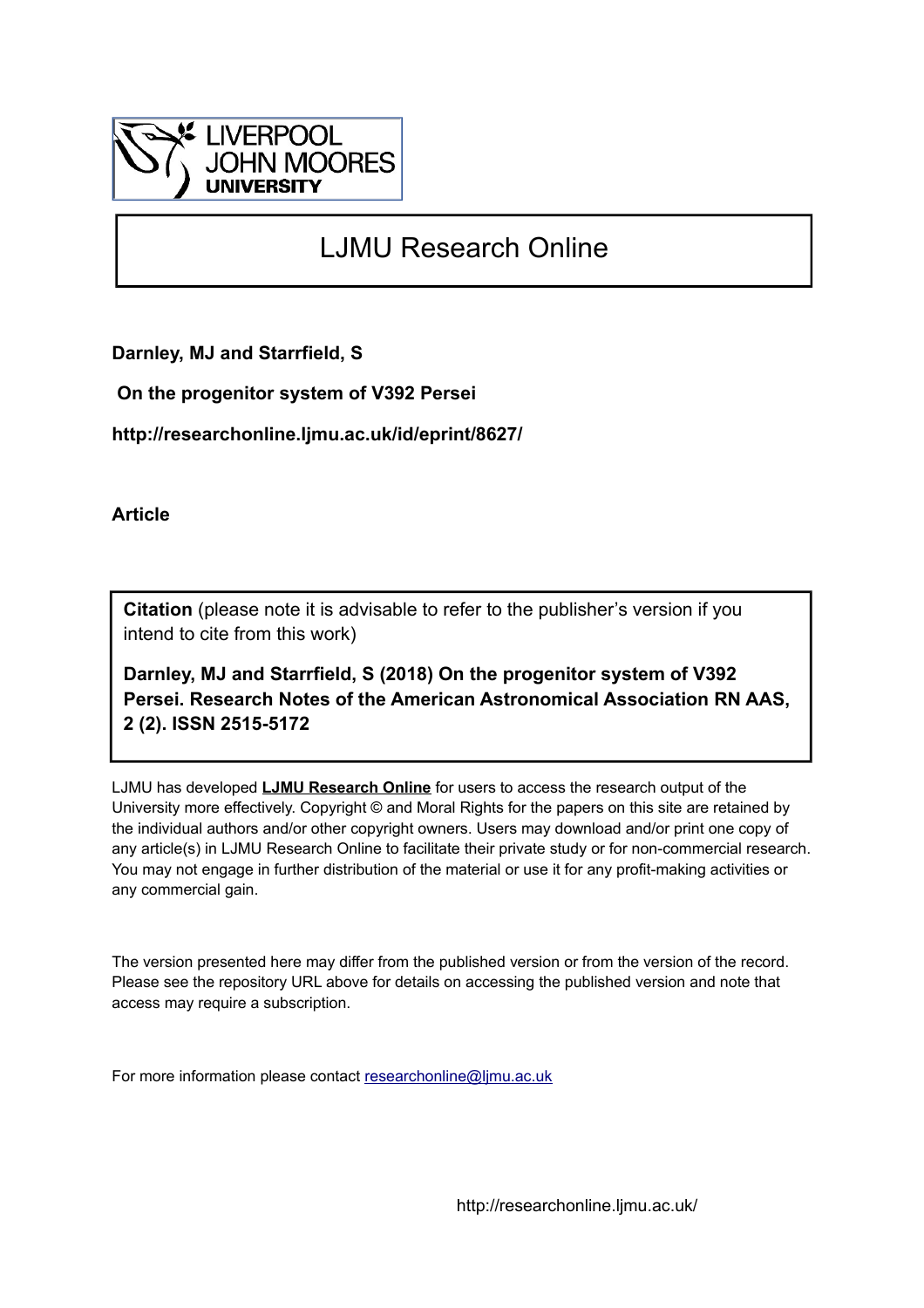LIVERPOOL JOHN MOORES UNIVERSITY

# LJMU Research Online

**Darnley, MJ and Starrfield, S**

**On the progenitor system of V392 Persei**

**http://researchonline.ljmu.ac.uk/id/eprint/8627/**

**Article**

**Citation** (please note it is advisable to refer to the publisher's version if you intend to cite from this work)

**Darnley, MJ and Starrfield, S (2018) On the progenitor system of V392 Persei. Research Notes of the American Astronomical Association RN AAS, 2 (2). ISSN 2515-5172**

LJMU has developed **LJMU Research Online** for users to access the research output of the University more effectively. Copyright © and Moral Rights for the papers on this site are retained by the individual authors and/or other copyright owners. Users may download and/or print one copy of any article(s) in LJMU Research Online to facilitate their private study or for non-commercial research. You may not engage in further distribution of the material or use it for any profit-making activities or any commercial gain.

The version presented here may differ from the published version or from the version of the record. Please see the repository URL above for details on accessing the published version and note that access may require a subscription.

For more information please contact researchonline@ljmu.ac.uk

http://researchonline.ljmu.ac.uk/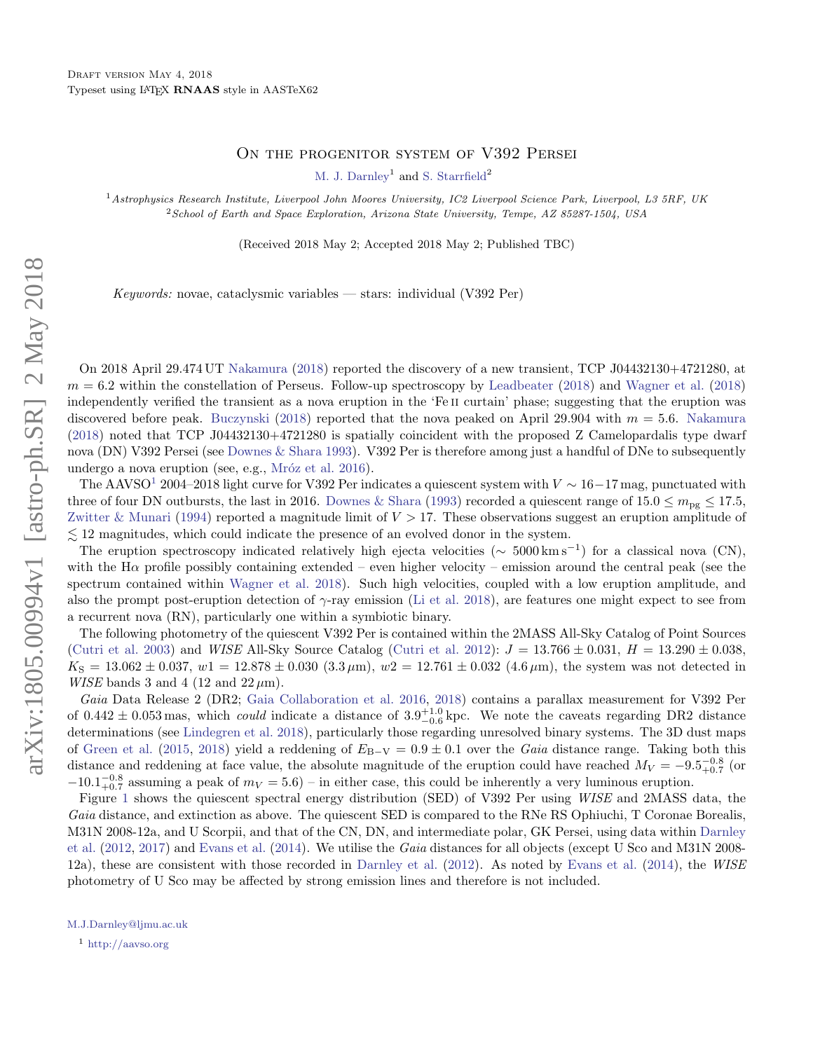Draft version May 4, 2018

Typeset using LaTeX **RNAAS** style in AASTeX62

# On the progenitor system of V392 Persei

M. J. Darnley[1] and S. Starrfield[2]

[1] *Astrophysics Research Institute, Liverpool John Moores University, IC2 Liverpool Science Park, Liverpool, L3 5RF, UK*

[2] *School of Earth and Space Exploration, Arizona State University, Tempe, AZ 85287-1504, USA*

(Received 2018 May 2; Accepted 2018 May 2; Published TBC)

*Keywords:* novae, cataclysmic variables — stars: individual (V392 Per)

On 2018 April 29.474 UT Nakamura (2018) reported the discovery of a new transient, TCP J04432130+4721280, at $m = 6.2$ within the constellation of Perseus. Follow-up spectroscopy by Leadbeater (2018) and Wagner et al. (2018) independently verified the transient as a nova eruption in the 'Fe II curtain' phase; suggesting that the eruption was discovered before peak. Buczynski (2018) reported that the nova peaked on April 29.904 with $m = 5.6$. Nakamura (2018) noted that TCP J04432130+4721280 is spatially coincident with the proposed Z Camelopardalis type dwarf nova (DN) V392 Persei (see Downes & Shara 1993). V392 Per is therefore among just a handful of DNe to subsequently undergo a nova eruption (see, e.g., Mróz et al. 2016).

The AAVSO[1] 2004–2018 light curve for V392 Per indicates a quiescent system with $V \sim 16-17$ mag, punctuated with three of four DN outbursts, the last in 2016. Downes & Shara (1993) recorded a quiescent range of $15.0 \leq m_{\mathrm{pg}} \leq 17.5$, Zwitter & Munari (1994) reported a magnitude limit of $V > 17$. These observations suggest an eruption amplitude of $\lesssim 12$ magnitudes, which could indicate the presence of an evolved donor in the system.

The eruption spectroscopy indicated relatively high ejecta velocities ($\sim 5000\,\mathrm{km\,s^{-1}}$) for a classical nova (CN), with the H$\alpha$ profile possibly containing extended – even higher velocity – emission around the central peak (see the spectrum contained within Wagner et al. 2018). Such high velocities, coupled with a low eruption amplitude, and also the prompt post-eruption detection of $\gamma$-ray emission (Li et al. 2018), are features one might expect to see from a recurrent nova (RN), particularly one within a symbiotic binary.

The following photometry of the quiescent V392 Per is contained within the 2MASS All-Sky Catalog of Point Sources (Cutri et al. 2003) and *WISE* All-Sky Source Catalog (Cutri et al. 2012): $J = 13.766 \pm 0.031$, $H = 13.290 \pm 0.038$, $K_{\mathrm{S}} = 13.062 \pm 0.037$, $w1 = 12.878 \pm 0.030$ ($3.3\,\mu$m), $w2 = 12.761 \pm 0.032$ ($4.6\,\mu$m), the system was not detected in *WISE* bands 3 and 4 (12 and $22\,\mu$m).

*Gaia* Data Release 2 (DR2; Gaia Collaboration et al. 2016, 2018) contains a parallax measurement for V392 Per of $0.442 \pm 0.053$ mas, which *could* indicate a distance of $3.9^{+1.0}_{-0.6}$ kpc. We note the caveats regarding DR2 distance determinations (see Lindegren et al. 2018), particularly those regarding unresolved binary systems. The 3D dust maps of Green et al. (2015, 2018) yield a reddening of $E_{\mathrm{B-V}} = 0.9 \pm 0.1$ over the *Gaia* distance range. Taking both this distance and reddening at face value, the absolute magnitude of the eruption could have reached $M_V = -9.5^{-0.8}_{+0.7}$ (or $-10.1^{-0.8}_{+0.7}$ assuming a peak of $m_V = 5.6$) – in either case, this could be inherently a very luminous eruption.

Figure 1 shows the quiescent spectral energy distribution (SED) of V392 Per using *WISE* and 2MASS data, the *Gaia* distance, and extinction as above. The quiescent SED is compared to the RNe RS Ophiuchi, T Coronae Borealis, M31N 2008-12a, and U Scorpii, and that of the CN, DN, and intermediate polar, GK Persei, using data within Darnley et al. (2012, 2017) and Evans et al. (2014). We utilise the *Gaia* distances for all objects (except U Sco and M31N 2008-12a), these are consistent with those recorded in Darnley et al. (2012). As noted by Evans et al. (2014), the *WISE* photometry of U Sco may be affected by strong emission lines and therefore is not included.

M.J.Darnley@ljmu.ac.uk

[1] http://aavso.org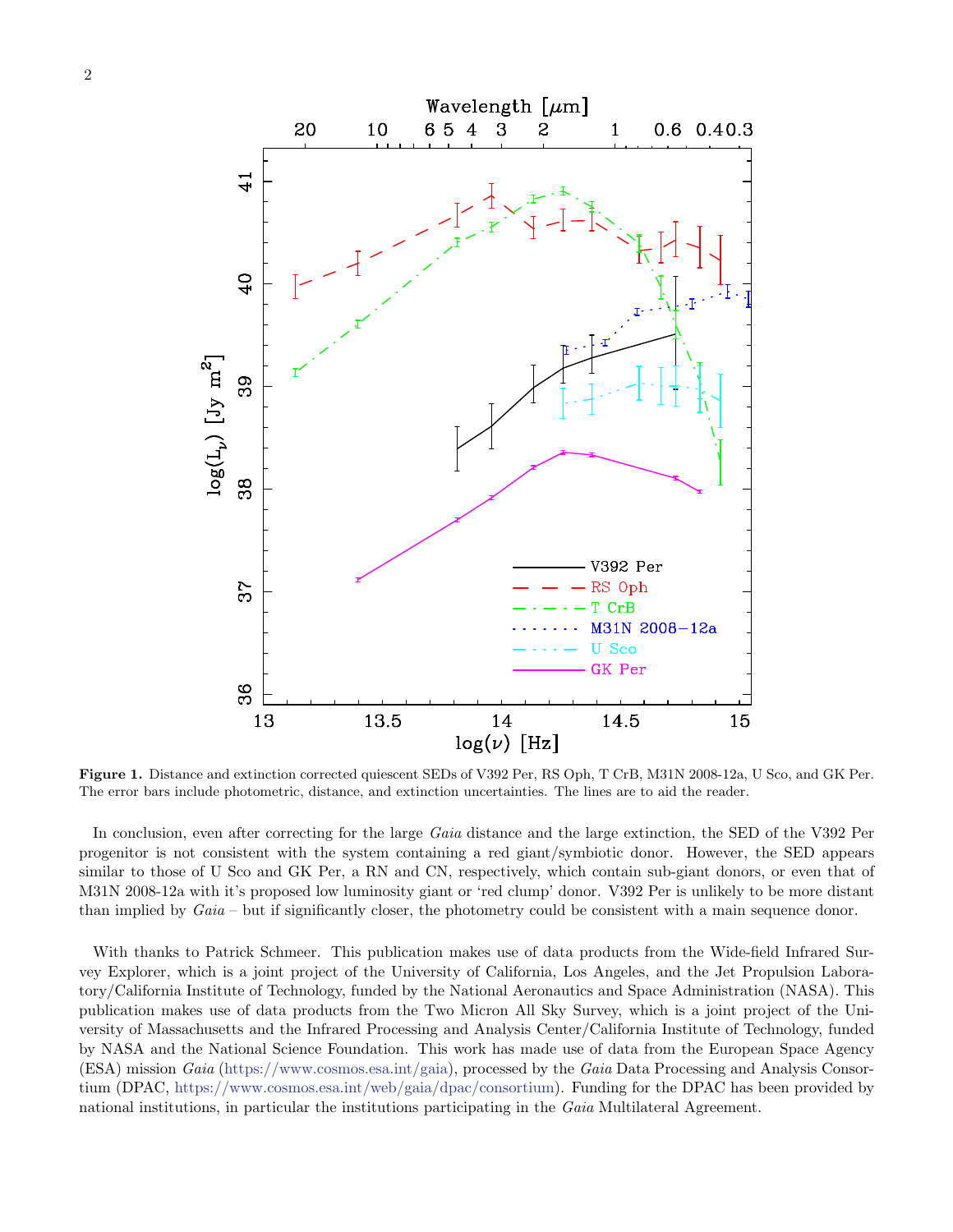**Figure 1.** Distance and extinction corrected quiescent SEDs of V392 Per, RS Oph, T CrB, M31N 2008-12a, U Sco, and GK Per. The error bars include photometric, distance, and extinction uncertainties. The lines are to aid the reader.

In conclusion, even after correcting for the large *Gaia* distance and the large extinction, the SED of the V392 Per progenitor is not consistent with the system containing a red giant/symbiotic donor. However, the SED appears similar to those of U Sco and GK Per, a RN and CN, respectively, which contain sub-giant donors, or even that of M31N 2008-12a with it's proposed low luminosity giant or 'red clump' donor. V392 Per is unlikely to be more distant than implied by *Gaia* – but if significantly closer, the photometry could be consistent with a main sequence donor.

With thanks to Patrick Schmeer. This publication makes use of data products from the Wide-field Infrared Survey Explorer, which is a joint project of the University of California, Los Angeles, and the Jet Propulsion Laboratory/California Institute of Technology, funded by the National Aeronautics and Space Administration (NASA). This publication makes use of data products from the Two Micron All Sky Survey, which is a joint project of the University of Massachusetts and the Infrared Processing and Analysis Center/California Institute of Technology, funded by NASA and the National Science Foundation. This work has made use of data from the European Space Agency (ESA) mission *Gaia* (https://www.cosmos.esa.int/gaia), processed by the *Gaia* Data Processing and Analysis Consortium (DPAC, https://www.cosmos.esa.int/web/gaia/dpac/consortium). Funding for the DPAC has been provided by national institutions, in particular the institutions participating in the *Gaia* Multilateral Agreement.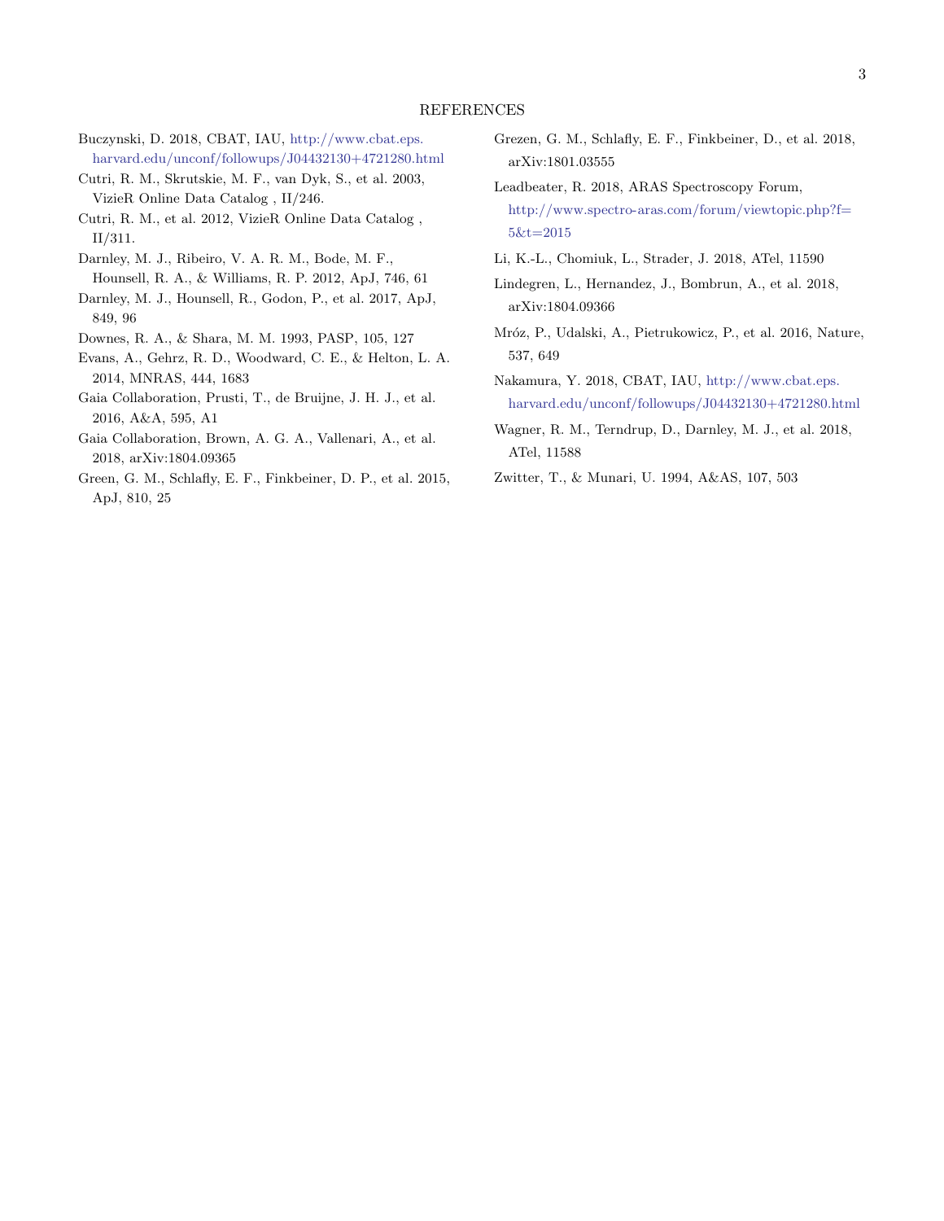## REFERENCES

Buczynski, D. 2018, CBAT, IAU, http://www.cbat.eps.harvard.edu/unconf/followups/J04432130+4721280.html

Cutri, R. M., Skrutskie, M. F., van Dyk, S., et al. 2003, VizieR Online Data Catalog , II/246.

Cutri, R. M., et al. 2012, VizieR Online Data Catalog , II/311.

Darnley, M. J., Ribeiro, V. A. R. M., Bode, M. F., Hounsell, R. A., & Williams, R. P. 2012, ApJ, 746, 61

Darnley, M. J., Hounsell, R., Godon, P., et al. 2017, ApJ, 849, 96

Downes, R. A., & Shara, M. M. 1993, PASP, 105, 127

Evans, A., Gehrz, R. D., Woodward, C. E., & Helton, L. A. 2014, MNRAS, 444, 1683

Gaia Collaboration, Prusti, T., de Bruijne, J. H. J., et al. 2016, A&A, 595, A1

Gaia Collaboration, Brown, A. G. A., Vallenari, A., et al. 2018, arXiv:1804.09365

Green, G. M., Schlafly, E. F., Finkbeiner, D. P., et al. 2015, ApJ, 810, 25

Grezen, G. M., Schlafly, E. F., Finkbeiner, D., et al. 2018, arXiv:1801.03555

Leadbeater, R. 2018, ARAS Spectroscopy Forum, http://www.spectro-aras.com/forum/viewtopic.php?f=5&t=2015

Li, K.-L., Chomiuk, L., Strader, J. 2018, ATel, 11590

Lindegren, L., Hernandez, J., Bombrun, A., et al. 2018, arXiv:1804.09366

Mróz, P., Udalski, A., Pietrukowicz, P., et al. 2016, Nature, 537, 649

Nakamura, Y. 2018, CBAT, IAU, http://www.cbat.eps.harvard.edu/unconf/followups/J04432130+4721280.html

Wagner, R. M., Terndrup, D., Darnley, M. J., et al. 2018, ATel, 11588

Zwitter, T., & Munari, U. 1994, A&AS, 107, 503